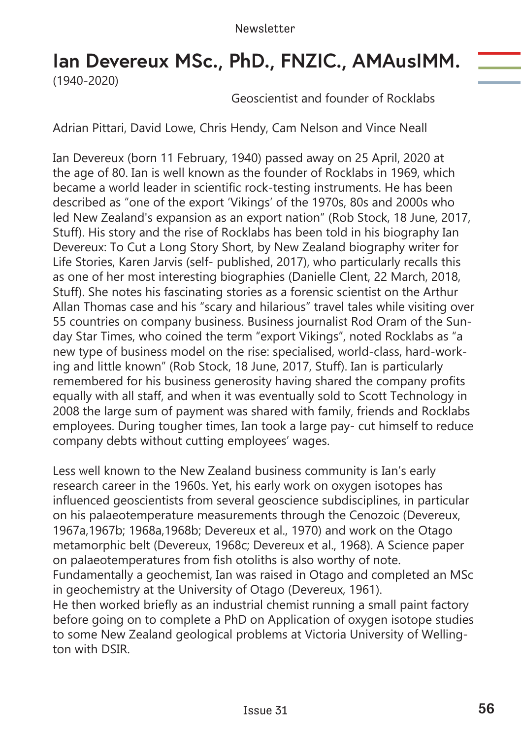# Ian Devereux MSc., PhD., FNZIC., AMAusIMM.

(1940-2020)

Geoscientist and founder of Rocklabs

Adrian Pittari, David Lowe, Chris Hendy, Cam Nelson and Vince Neall

Ian Devereux (born 11 February, 1940) passed away on 25 April, 2020 at the age of 80. Ian is well known as the founder of Rocklabs in 1969, which became a world leader in scientific rock-testing instruments. He has been described as "one of the export 'Vikings' of the 1970s, 80s and 2000s who led New Zealand's expansion as an export nation" (Rob Stock, 18 June, 2017, Stuff). His story and the rise of Rocklabs has been told in his biography Ian Devereux: To Cut a Long Story Short, by New Zealand biography writer for Life Stories, Karen Jarvis (self- published, 2017), who particularly recalls this as one of her most interesting biographies (Danielle Clent, 22 March, 2018, Stuff). She notes his fascinating stories as a forensic scientist on the Arthur Allan Thomas case and his "scary and hilarious" travel tales while visiting over 55 countries on company business. Business journalist Rod Oram of the Sunday Star Times, who coined the term "export Vikings", noted Rocklabs as "a new type of business model on the rise: specialised, world-class, hard-working and little known" (Rob Stock, 18 June, 2017, Stuff). Ian is particularly remembered for his business generosity having shared the company profits equally with all staff, and when it was eventually sold to Scott Technology in 2008 the large sum of payment was shared with family, friends and Rocklabs employees. During tougher times, Ian took a large pay- cut himself to reduce company debts without cutting employees' wages.

Less well known to the New Zealand business community is Ian's early research career in the 1960s. Yet, his early work on oxygen isotopes has influenced geoscientists from several geoscience subdisciplines, in particular on his palaeotemperature measurements through the Cenozoic (Devereux, 1967a,1967b; 1968a,1968b; Devereux et al., 1970) and work on the Otago metamorphic belt (Devereux, 1968c; Devereux et al., 1968). A Science paper on palaeotemperatures from fish otoliths is also worthy of note.
Fundamentally a geochemist, Ian was raised in Otago and completed an MSc in geochemistry at the University of Otago (Devereux, 1961).
He then worked briefly as an industrial chemist running a small paint factory before going on to complete a PhD on Application of oxygen isotope studies to some New Zealand geological problems at Victoria University of Wellington with DSIR.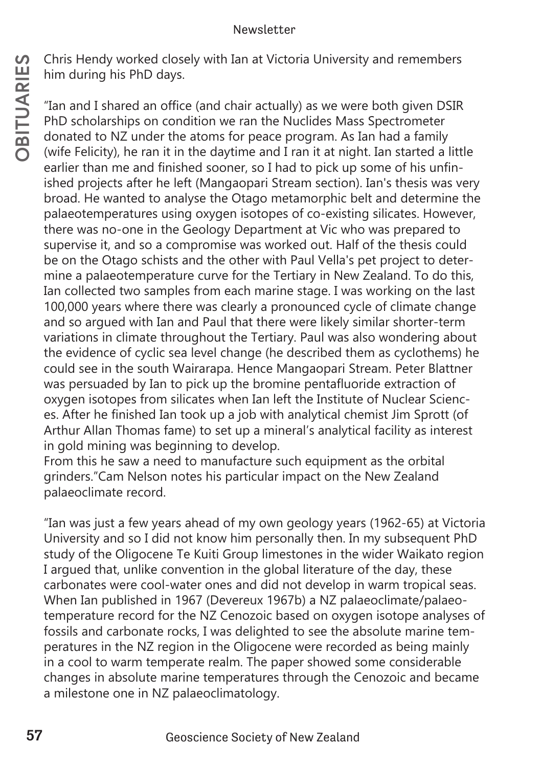Chris Hendy worked closely with Ian at Victoria University and remembers him during his PhD days.

"Ian and I shared an office (and chair actually) as we were both given DSIR PhD scholarships on condition we ran the Nuclides Mass Spectrometer donated to NZ under the atoms for peace program. As Ian had a family (wife Felicity), he ran it in the daytime and I ran it at night. Ian started a little earlier than me and finished sooner, so I had to pick up some of his unfinished projects after he left (Mangaopari Stream section). Ian's thesis was very broad. He wanted to analyse the Otago metamorphic belt and determine the palaeotemperatures using oxygen isotopes of co-existing silicates. However, there was no-one in the Geology Department at Vic who was prepared to supervise it, and so a compromise was worked out. Half of the thesis could be on the Otago schists and the other with Paul Vella's pet project to determine a palaeotemperature curve for the Tertiary in New Zealand. To do this, Ian collected two samples from each marine stage. I was working on the last 100,000 years where there was clearly a pronounced cycle of climate change and so argued with Ian and Paul that there were likely similar shorter-term variations in climate throughout the Tertiary. Paul was also wondering about the evidence of cyclic sea level change (he described them as cyclothems) he could see in the south Wairarapa. Hence Mangaopari Stream. Peter Blattner was persuaded by Ian to pick up the bromine pentafluoride extraction of oxygen isotopes from silicates when Ian left the Institute of Nuclear Sciences. After he finished Ian took up a job with analytical chemist Jim Sprott (of Arthur Allan Thomas fame) to set up a mineral's analytical facility as interest in gold mining was beginning to develop.
From this he saw a need to manufacture such equipment as the orbital grinders."Cam Nelson notes his particular impact on the New Zealand palaeoclimate record.

"Ian was just a few years ahead of my own geology years (1962-65) at Victoria University and so I did not know him personally then. In my subsequent PhD study of the Oligocene Te Kuiti Group limestones in the wider Waikato region I argued that, unlike convention in the global literature of the day, these carbonates were cool-water ones and did not develop in warm tropical seas. When Ian published in 1967 (Devereux 1967b) a NZ palaeoclimate/palaeotemperature record for the NZ Cenozoic based on oxygen isotope analyses of fossils and carbonate rocks, I was delighted to see the absolute marine temperatures in the NZ region in the Oligocene were recorded as being mainly in a cool to warm temperate realm. The paper showed some considerable changes in absolute marine temperatures through the Cenozoic and became a milestone one in NZ palaeoclimatology.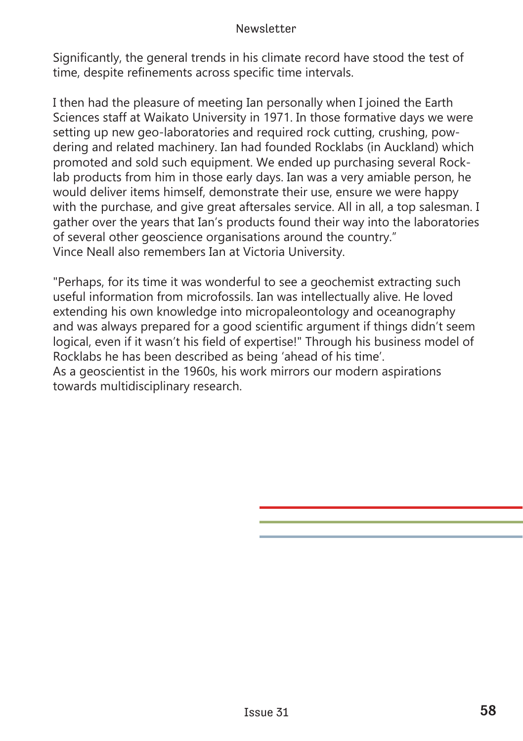Significantly, the general trends in his climate record have stood the test of time, despite refinements across specific time intervals.

I then had the pleasure of meeting Ian personally when I joined the Earth Sciences staff at Waikato University in 1971. In those formative days we were setting up new geo-laboratories and required rock cutting, crushing, powdering and related machinery. Ian had founded Rocklabs (in Auckland) which promoted and sold such equipment. We ended up purchasing several Rocklab products from him in those early days. Ian was a very amiable person, he would deliver items himself, demonstrate their use, ensure we were happy with the purchase, and give great aftersales service. All in all, a top salesman. I gather over the years that Ian's products found their way into the laboratories of several other geoscience organisations around the country."
Vince Neall also remembers Ian at Victoria University.

"Perhaps, for its time it was wonderful to see a geochemist extracting such useful information from microfossils. Ian was intellectually alive. He loved extending his own knowledge into micropaleontology and oceanography and was always prepared for a good scientific argument if things didn't seem logical, even if it wasn't his field of expertise!" Through his business model of Rocklabs he has been described as being 'ahead of his time'.
As a geoscientist in the 1960s, his work mirrors our modern aspirations towards multidisciplinary research.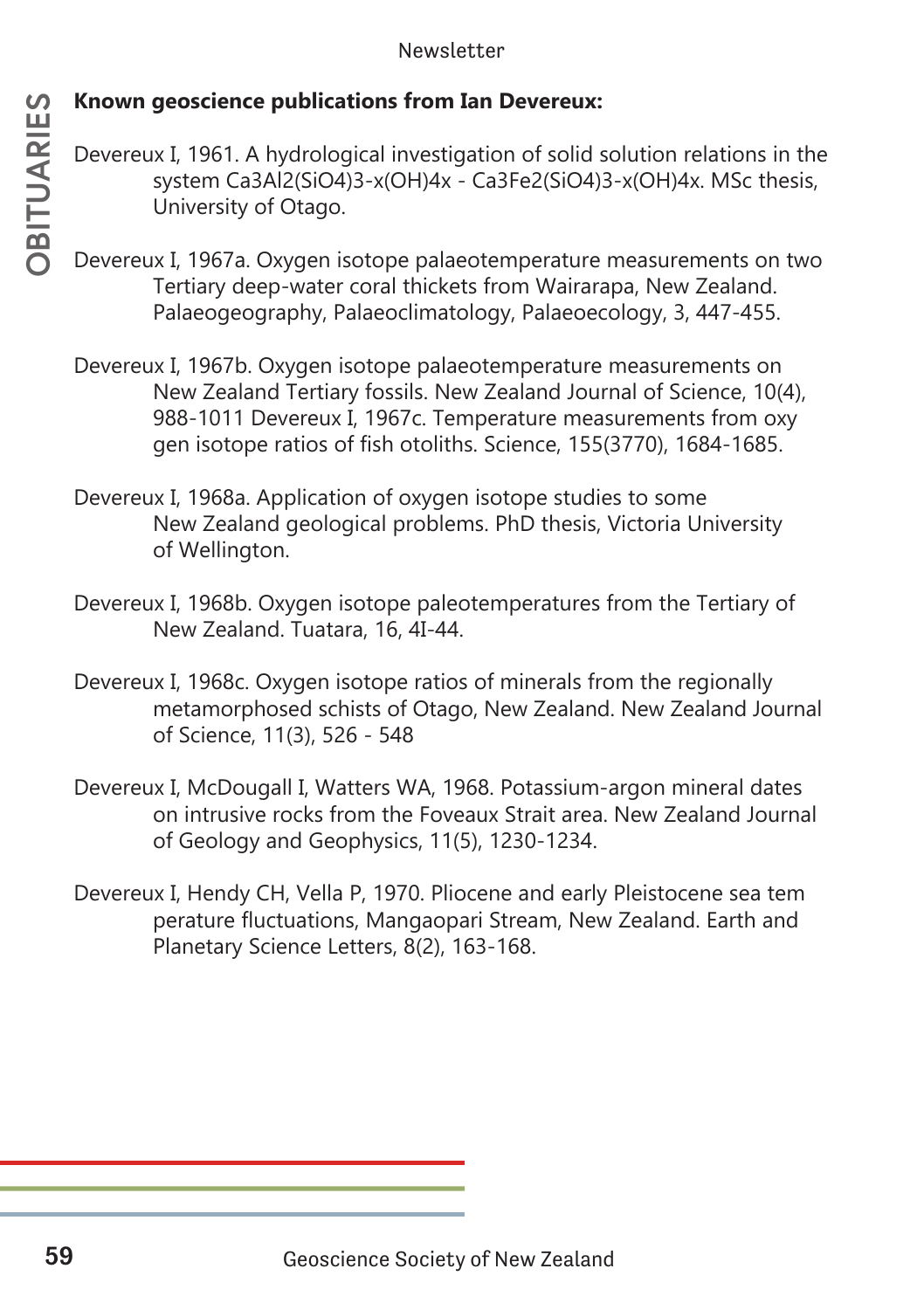**Known geoscience publications from Ian Devereux:**

Devereux I, 1961. A hydrological investigation of solid solution relations in the system $Ca_3Al_2(SiO_4)_{3-x}(OH)_{4x}$ - $Ca_3Fe_2(SiO_4)_{3-x}(OH)_{4x}$. MSc thesis, University of Otago.

Devereux I, 1967a. Oxygen isotope palaeotemperature measurements on two Tertiary deep-water coral thickets from Wairarapa, New Zealand. Palaeogeography, Palaeoclimatology, Palaeoecology, 3, 447-455.

Devereux I, 1967b. Oxygen isotope palaeotemperature measurements on New Zealand Tertiary fossils. New Zealand Journal of Science, 10(4), 988-1011 Devereux I, 1967c. Temperature measurements from oxy gen isotope ratios of fish otoliths. Science, 155(3770), 1684-1685.

Devereux I, 1968a. Application of oxygen isotope studies to some New Zealand geological problems. PhD thesis, Victoria University of Wellington.

Devereux I, 1968b. Oxygen isotope paleotemperatures from the Tertiary of New Zealand. Tuatara, 16, 4I-44.

Devereux I, 1968c. Oxygen isotope ratios of minerals from the regionally metamorphosed schists of Otago, New Zealand. New Zealand Journal of Science, 11(3), 526 - 548

Devereux I, McDougall I, Watters WA, 1968. Potassium-argon mineral dates on intrusive rocks from the Foveaux Strait area. New Zealand Journal of Geology and Geophysics, 11(5), 1230-1234.

Devereux I, Hendy CH, Vella P, 1970. Pliocene and early Pleistocene sea tem perature fluctuations, Mangaopari Stream, New Zealand. Earth and Planetary Science Letters, 8(2), 163-168.